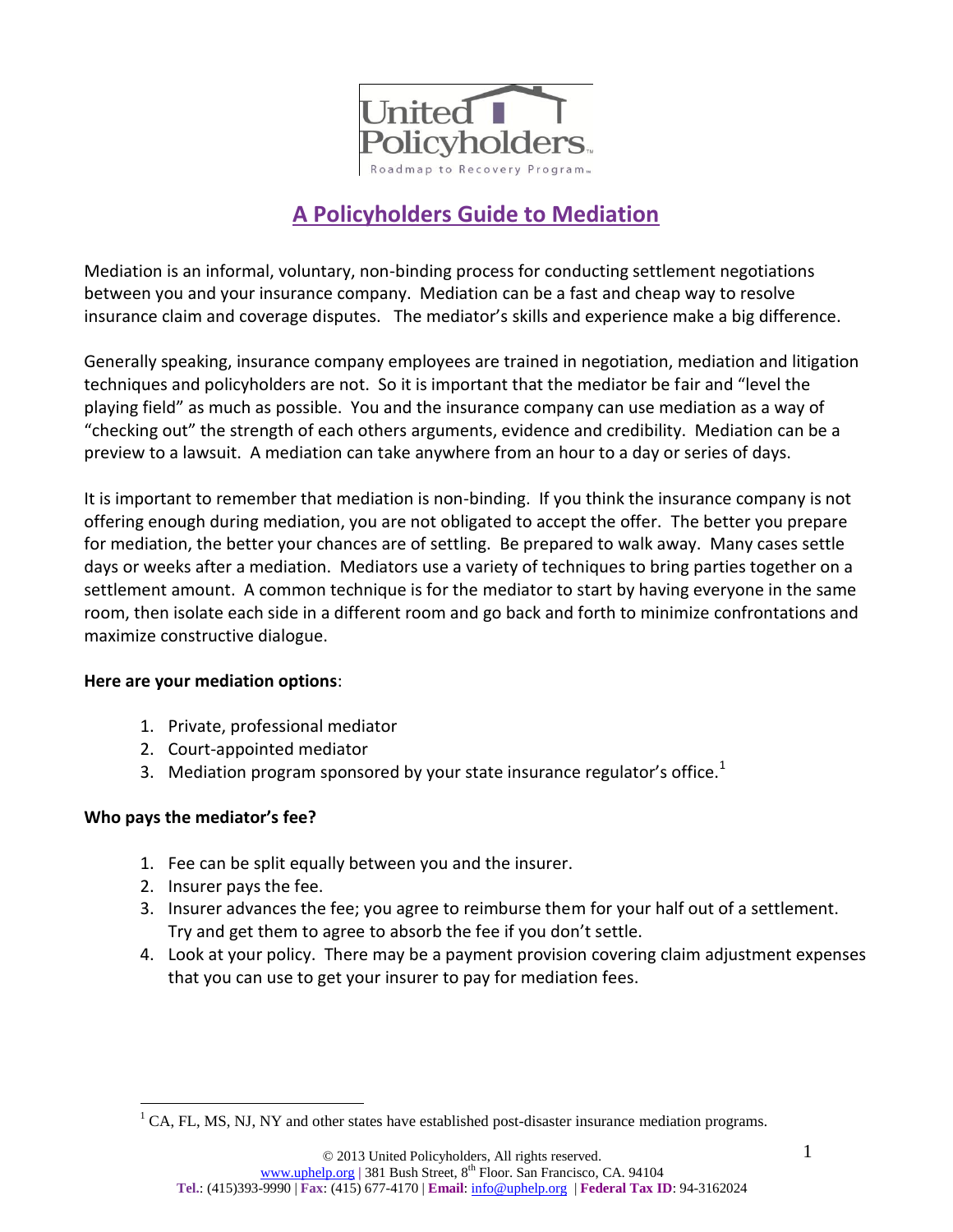United Policyholders

Roadmap to Recovery Program

# A Policyholders Guide to Mediation

Mediation is an informal, voluntary, non-binding process for conducting settlement negotiations between you and your insurance company. Mediation can be a fast and cheap way to resolve insurance claim and coverage disputes. The mediator's skills and experience make a big difference.

Generally speaking, insurance company employees are trained in negotiation, mediation and litigation techniques and policyholders are not. So it is important that the mediator be fair and "level the playing field" as much as possible. You and the insurance company can use mediation as a way of "checking out" the strength of each others arguments, evidence and credibility. Mediation can be a preview to a lawsuit. A mediation can take anywhere from an hour to a day or series of days.

It is important to remember that mediation is non-binding. If you think the insurance company is not offering enough during mediation, you are not obligated to accept the offer. The better you prepare for mediation, the better your chances are of settling. Be prepared to walk away. Many cases settle days or weeks after a mediation. Mediators use a variety of techniques to bring parties together on a settlement amount. A common technique is for the mediator to start by having everyone in the same room, then isolate each side in a different room and go back and forth to minimize confrontations and maximize constructive dialogue.

**Here are your mediation options**:

1. Private, professional mediator
2. Court-appointed mediator
3. Mediation program sponsored by your state insurance regulator's office.[1]

**Who pays the mediator's fee?**

1. Fee can be split equally between you and the insurer.
2. Insurer pays the fee.
3. Insurer advances the fee; you agree to reimburse them for your half out of a settlement. Try and get them to agree to absorb the fee if you don't settle.
4. Look at your policy. There may be a payment provision covering claim adjustment expenses that you can use to get your insurer to pay for mediation fees.

[1] CA, FL, MS, NJ, NY and other states have established post-disaster insurance mediation programs.

© 2013 United Policyholders, All rights reserved.
www.uphelp.org | 381 Bush Street, 8th Floor. San Francisco, CA. 94104
**Tel.**: (415)393-9990 | **Fax**: (415) 677-4170 | **Email**: info@uphelp.org | **Federal Tax ID**: 94-3162024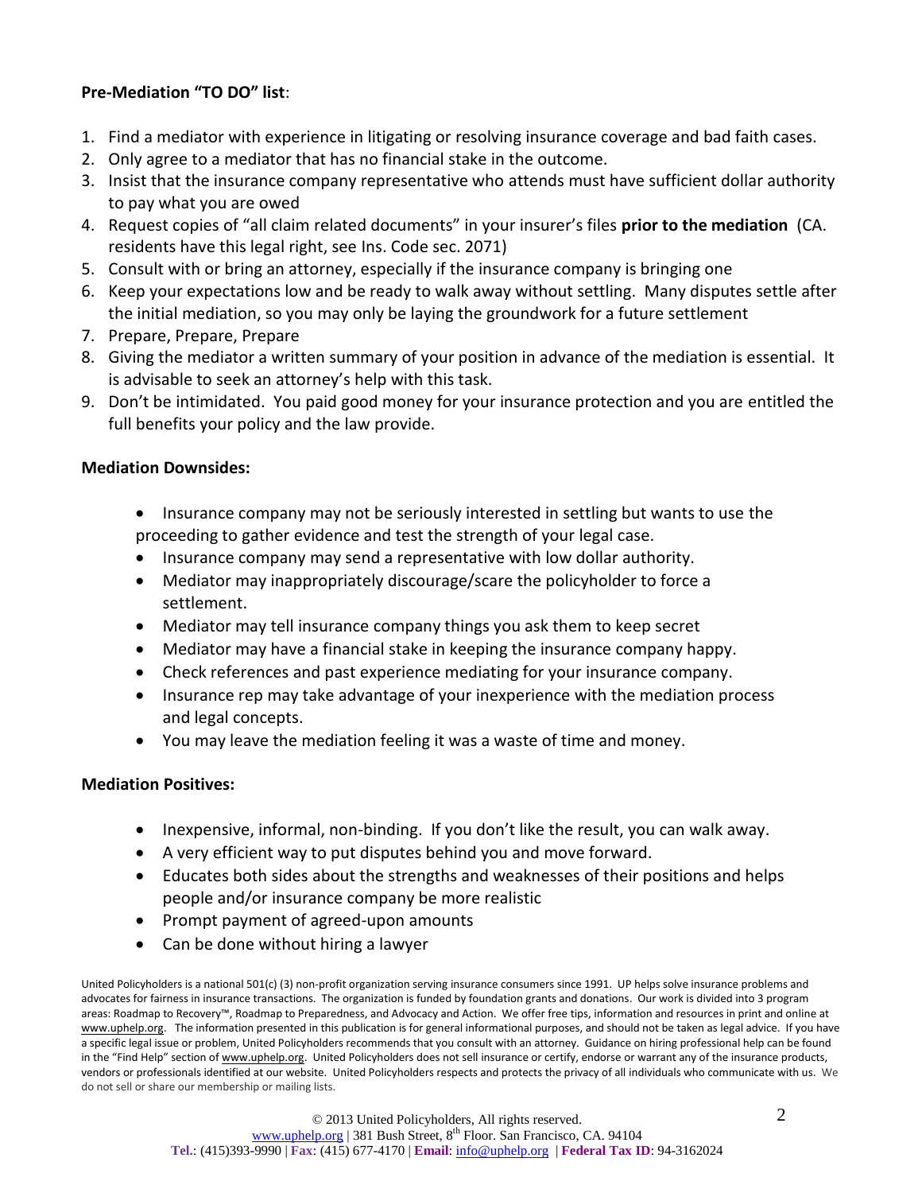**Pre-Mediation "TO DO" list**:

1. Find a mediator with experience in litigating or resolving insurance coverage and bad faith cases.
2. Only agree to a mediator that has no financial stake in the outcome.
3. Insist that the insurance company representative who attends must have sufficient dollar authority to pay what you are owed
4. Request copies of "all claim related documents" in your insurer's files **prior to the mediation** (CA. residents have this legal right, see Ins. Code sec. 2071)
5. Consult with or bring an attorney, especially if the insurance company is bringing one
6. Keep your expectations low and be ready to walk away without settling. Many disputes settle after the initial mediation, so you may only be laying the groundwork for a future settlement
7. Prepare, Prepare, Prepare
8. Giving the mediator a written summary of your position in advance of the mediation is essential. It is advisable to seek an attorney's help with this task.
9. Don't be intimidated. You paid good money for your insurance protection and you are entitled the full benefits your policy and the law provide.

**Mediation Downsides:**

- Insurance company may not be seriously interested in settling but wants to use the proceeding to gather evidence and test the strength of your legal case.
- Insurance company may send a representative with low dollar authority.
- Mediator may inappropriately discourage/scare the policyholder to force a settlement.
- Mediator may tell insurance company things you ask them to keep secret
- Mediator may have a financial stake in keeping the insurance company happy.
- Check references and past experience mediating for your insurance company.
- Insurance rep may take advantage of your inexperience with the mediation process and legal concepts.
- You may leave the mediation feeling it was a waste of time and money.

**Mediation Positives:**

- Inexpensive, informal, non-binding. If you don't like the result, you can walk away.
- A very efficient way to put disputes behind you and move forward.
- Educates both sides about the strengths and weaknesses of their positions and helps people and/or insurance company be more realistic
- Prompt payment of agreed-upon amounts
- Can be done without hiring a lawyer

United Policyholders is a national 501(c) (3) non-profit organization serving insurance consumers since 1991. UP helps solve insurance problems and advocates for fairness in insurance transactions. The organization is funded by foundation grants and donations. Our work is divided into 3 program areas: Roadmap to Recovery™, Roadmap to Preparedness, and Advocacy and Action. We offer free tips, information and resources in print and online at www.uphelp.org. The information presented in this publication is for general informational purposes, and should not be taken as legal advice. If you have a specific legal issue or problem, United Policyholders recommends that you consult with an attorney. Guidance on hiring professional help can be found in the "Find Help" section of www.uphelp.org. United Policyholders does not sell insurance or certify, endorse or warrant any of the insurance products, vendors or professionals identified at our website. United Policyholders respects and protects the privacy of all individuals who communicate with us. We do not sell or share our membership or mailing lists.

© 2013 United Policyholders, All rights reserved.
www.uphelp.org | 381 Bush Street, 8th Floor. San Francisco, CA. 94104
**Tel.**: (415)393-9990 | **Fax**: (415) 677-4170 | **Email**: info@uphelp.org | **Federal Tax ID**: 94-3162024